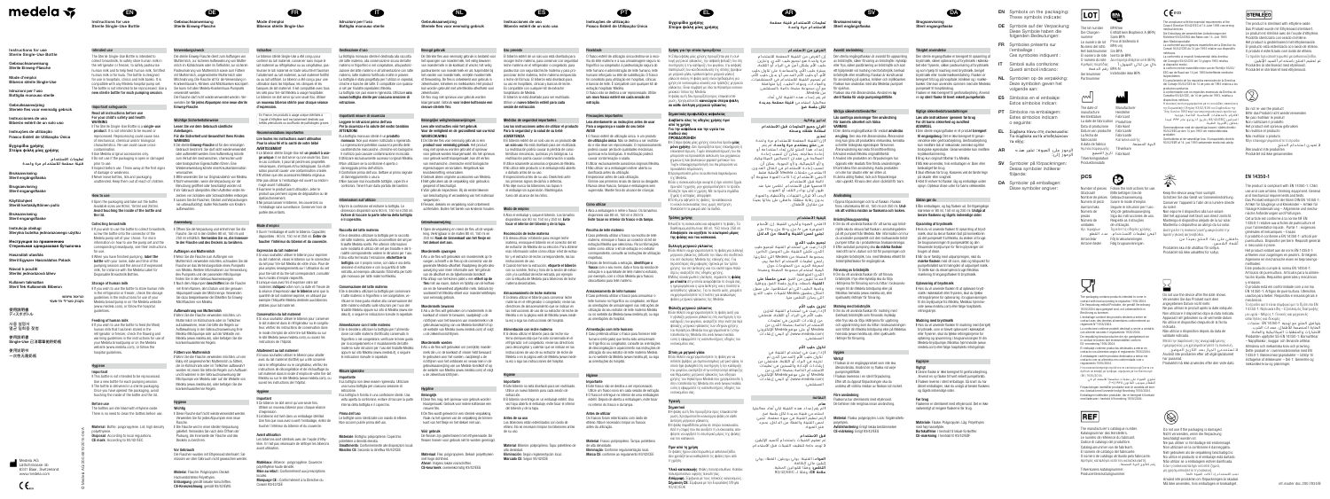# medela

EN Instructions for use Sterile Single-Use Bottle

DE Gebrauchsanweisung Sterile Einweg-Flasche

FR Mode d'emploi Biberon stérile à usage unique

IT Istruzioni per l'uso Bottiglia monouso sterile

NL Gebruiksaanwijzing Steriele fles voor eenmalig gebruik

ES Instrucciones de uso Biberón estéril de un solo uso

PT Instruções de Utilização Frasco Estéril de Utilização Única

EL Εγχειρίδιο χρήσης Στείρο φιάλη μιας χρήσης

AR تعليمات الاستخدام قنينة معقمة للاستخدام مرة واحدة

SV Bruksanvisning Steril engångsflaska

DA Brugsanvisning Steril engangsflaske

---

Instructions for use Sterile Single-Use Bottle

Gebrauchsanweisung Sterile Einweg-Flasche

Mode d'emploi Biberon stérile à usage unique

Istruzioni per l'uso Bottiglia monouso sterile

Gebruiksaanwijzing Steriele fles voor eenmalig gebruik

Instrucciones de uso Biberón estéril de un solo uso

Instruções de utilização Frasco Estéril de Utilização Única

Εγχειρίδιο χρήσης Στείρο φιάλη μιας χρήσης

تعليمات الاستخدام قنينة معقمة للاستخدام مرة واحدة

Bruksanvisning Steril engångsflaska

Brugsanvisning Steril engangsflaske

Medela AG
Lättichstrasse 4b
6340 Baar, Switzerland
www.medela.com

---

EN Symbols on the packaging: These symbols indicate:

DE Symbole auf der Verpackung: Diese Symbole haben die folgenden Bedeutungen:

FR Symboles présents sur l'emballage : Ces symboles indiquent :

IT Simboli sulla confezione: Questi simboli indicano:

NL Symbolen op de verpakking: Deze symbolen geven het volgende aan:

ES Símbolos en el embalaje: Estos símbolos indican:

PT Símbolos na embalagem: Estes símbolos indicam o seguinte:

EL Σύμβολα πάνω στη συσκευασία: Τα σύμβολα αυτά υποδεικνύουν τα εξής:

AR الرموز على العبوة: تشير هذه الرموز إلى:

SV Symboler på förpackningen: Dessa symboler indikerar följande:

DA Symboler på emballagen: Disse symboler angiver:

STERILE EO

EN 14350-1

Art. number/doc. 200.1934/B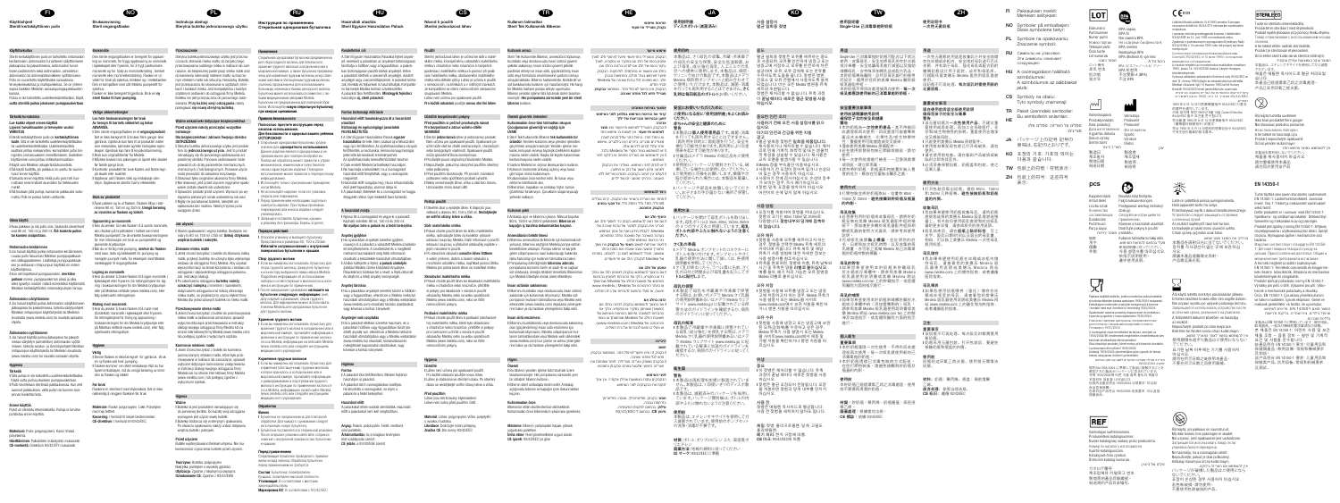# Käyttöohjeet
## Steril kertakäyttöinen pullo

# Bruksanvisning
## Steril engangsflaske

# Instrukcja obsługi
## Sterylna butelka jednorazowego użytku

# Инструкция по применению
## Стерильная одноразовая бутылочка

# Használati utasítás
## Steril Egyszer Használatos Palack

# Návod k použití
## Sterilní jednorázová lahvička

# Kullanım talimatları
## Steril Tek Kullanımlık Biberon

# 使用説明書
## ディスポボトル（滅菌済み）

# 사용 설명서
## 멸균 일회용 젖병

# 使用說明
## Single-Use 已消毒拋棄式奶瓶

# 使用说明
## 一次性无菌奶瓶

---

**FI** Pakkauksen merkit: Merkkien selitykset:

**NO** Symboler på emballasjen: Disse symbolene betyr:

**PL** Symbole na opakowaniu: Symbole oznaczają:

**RU** Символы на упаковке: Эти символы означают:

**HU** A csomagoláson található szimbólumok: A szimbólumok az alábbiakat jelentik:

**CS** Symboly na obalu: Tyto symboly znamenají:

**TR** Paket üzerindeki semboller: Bu sembollerin anlamları:

**JA** パッケージ上の記号 記号の意味：

**KO** 포장의 기호: 기호의 의미:

**TW** 包裝上的符號：符號涵意：

**ZH** 包装上的符号：这些符号表示：

LOT

STERILE

REF

EN 14350-1